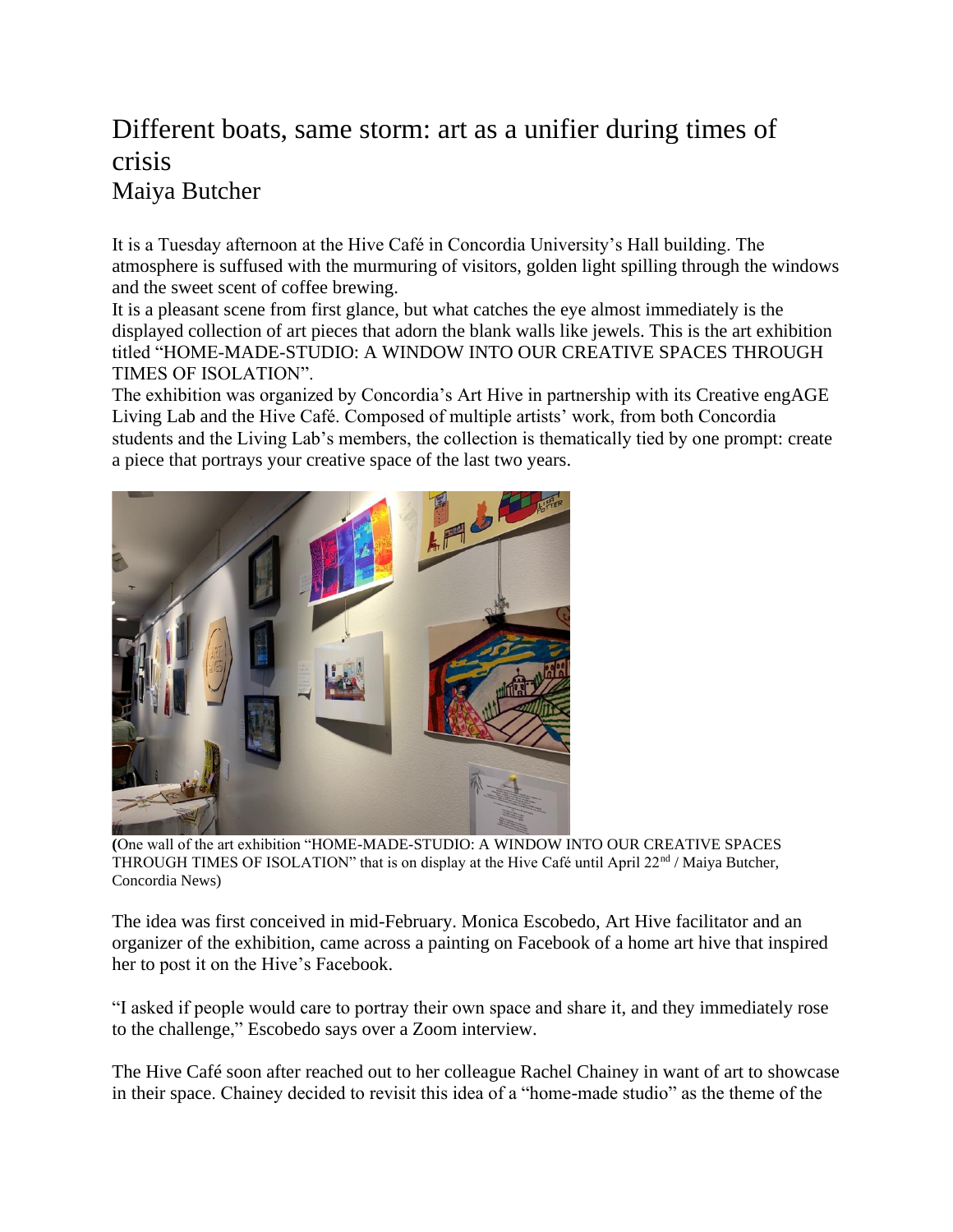# Different boats, same storm: art as a unifier during times of crisis

Maiya Butcher

It is a Tuesday afternoon at the Hive Café in Concordia University's Hall building. The atmosphere is suffused with the murmuring of visitors, golden light spilling through the windows and the sweet scent of coffee brewing.

It is a pleasant scene from first glance, but what catches the eye almost immediately is the displayed collection of art pieces that adorn the blank walls like jewels. This is the art exhibition titled "HOME-MADE-STUDIO: A WINDOW INTO OUR CREATIVE SPACES THROUGH TIMES OF ISOLATION".

The exhibition was organized by Concordia's Art Hive in partnership with its Creative engAGE Living Lab and the Hive Café. Composed of multiple artists' work, from both Concordia students and the Living Lab's members, the collection is thematically tied by one prompt: create a piece that portrays your creative space of the last two years.

(One wall of the art exhibition "HOME-MADE-STUDIO: A WINDOW INTO OUR CREATIVE SPACES THROUGH TIMES OF ISOLATION" that is on display at the Hive Café until April 22nd / Maiya Butcher, Concordia News)

The idea was first conceived in mid-February. Monica Escobedo, Art Hive facilitator and an organizer of the exhibition, came across a painting on Facebook of a home art hive that inspired her to post it on the Hive's Facebook.

"I asked if people would care to portray their own space and share it, and they immediately rose to the challenge," Escobedo says over a Zoom interview.

The Hive Café soon after reached out to her colleague Rachel Chainey in want of art to showcase in their space. Chainey decided to revisit this idea of a "home-made studio" as the theme of the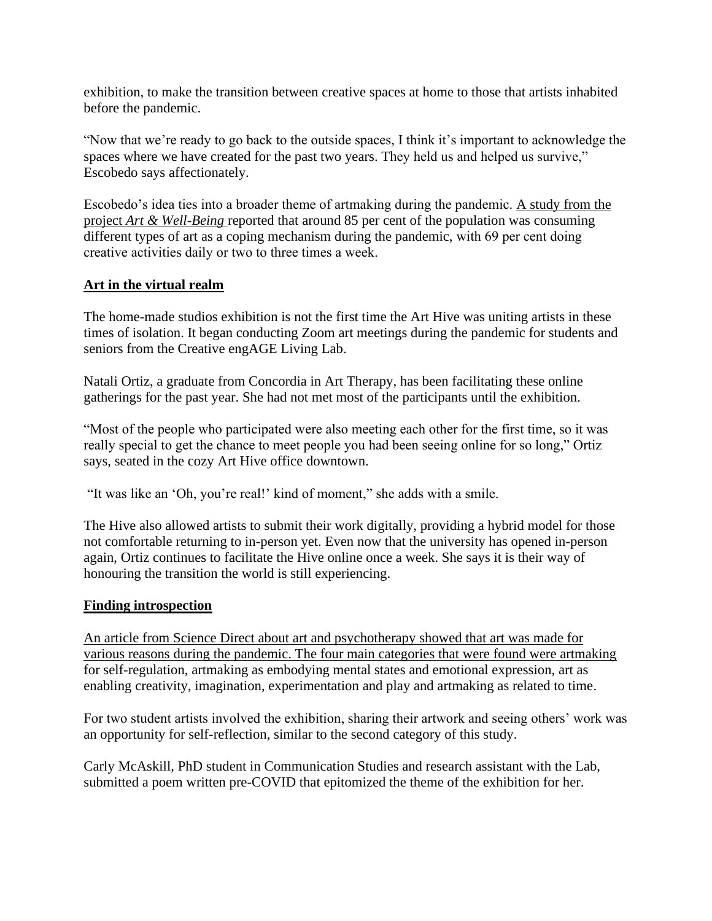exhibition, to make the transition between creative spaces at home to those that artists inhabited before the pandemic.

"Now that we're ready to go back to the outside spaces, I think it's important to acknowledge the spaces where we have created for the past two years. They held us and helped us survive," Escobedo says affectionately.

Escobedo's idea ties into a broader theme of artmaking during the pandemic. A study from the project *Art & Well-Being* reported that around 85 per cent of the population was consuming different types of art as a coping mechanism during the pandemic, with 69 per cent doing creative activities daily or two to three times a week.

## Art in the virtual realm

The home-made studios exhibition is not the first time the Art Hive was uniting artists in these times of isolation. It began conducting Zoom art meetings during the pandemic for students and seniors from the Creative engAGE Living Lab.

Natali Ortiz, a graduate from Concordia in Art Therapy, has been facilitating these online gatherings for the past year. She had not met most of the participants until the exhibition.

"Most of the people who participated were also meeting each other for the first time, so it was really special to get the chance to meet people you had been seeing online for so long," Ortiz says, seated in the cozy Art Hive office downtown.

"It was like an 'Oh, you're real!' kind of moment," she adds with a smile.

The Hive also allowed artists to submit their work digitally, providing a hybrid model for those not comfortable returning to in-person yet. Even now that the university has opened in-person again, Ortiz continues to facilitate the Hive online once a week. She says it is their way of honouring the transition the world is still experiencing.

## Finding introspection

An article from Science Direct about art and psychotherapy showed that art was made for various reasons during the pandemic. The four main categories that were found were artmaking for self-regulation, artmaking as embodying mental states and emotional expression, art as enabling creativity, imagination, experimentation and play and artmaking as related to time.

For two student artists involved the exhibition, sharing their artwork and seeing others' work was an opportunity for self-reflection, similar to the second category of this study.

Carly McAskill, PhD student in Communication Studies and research assistant with the Lab, submitted a poem written pre-COVID that epitomized the theme of the exhibition for her.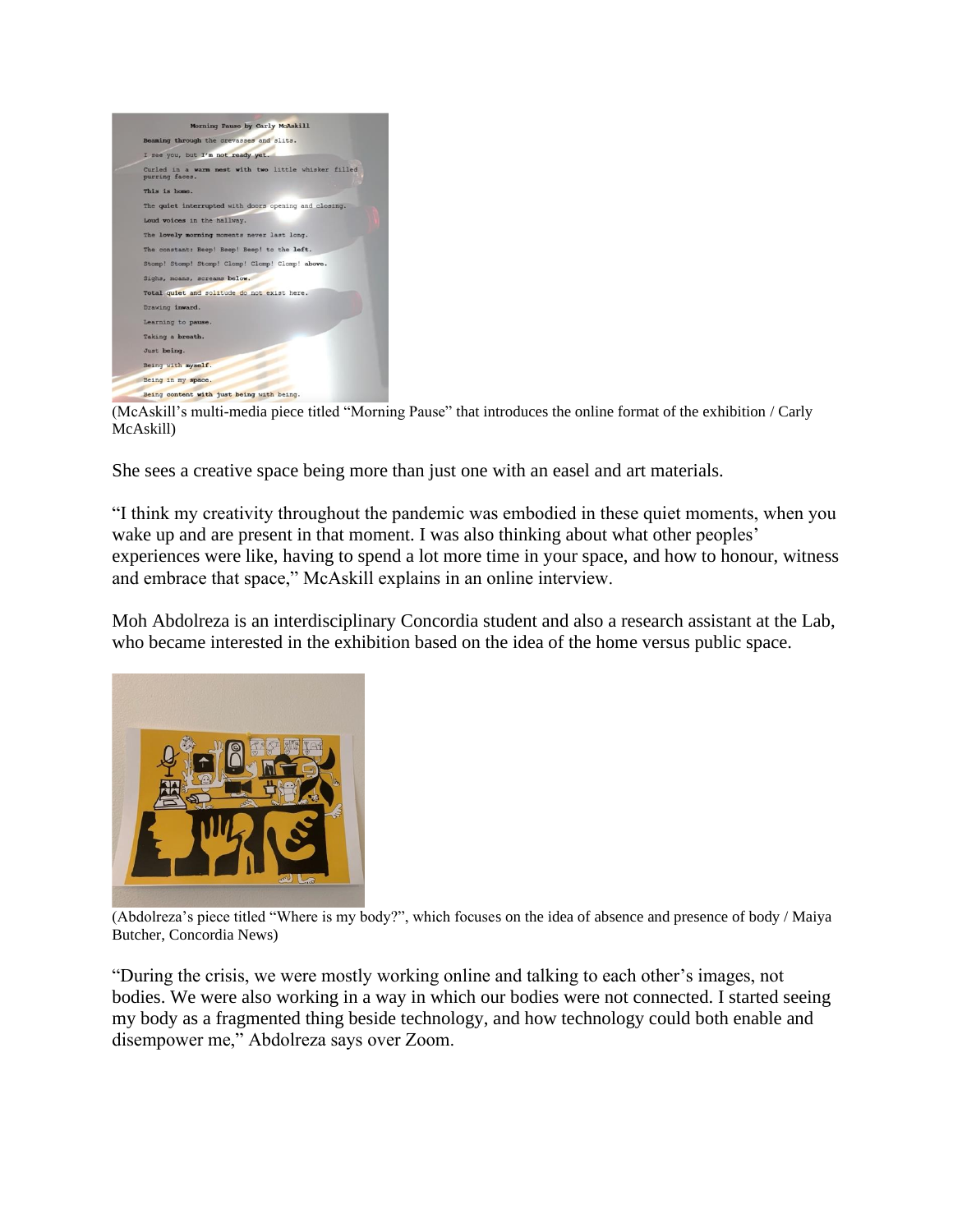(McAskill's multi-media piece titled "Morning Pause" that introduces the online format of the exhibition / Carly McAskill)

She sees a creative space being more than just one with an easel and art materials.

"I think my creativity throughout the pandemic was embodied in these quiet moments, when you wake up and are present in that moment. I was also thinking about what other peoples' experiences were like, having to spend a lot more time in your space, and how to honour, witness and embrace that space," McAskill explains in an online interview.

Moh Abdolreza is an interdisciplinary Concordia student and also a research assistant at the Lab, who became interested in the exhibition based on the idea of the home versus public space.

(Abdolreza's piece titled "Where is my body?", which focuses on the idea of absence and presence of body / Maiya Butcher, Concordia News)

"During the crisis, we were mostly working online and talking to each other's images, not bodies. We were also working in a way in which our bodies were not connected. I started seeing my body as a fragmented thing beside technology, and how technology could both enable and disempower me," Abdolreza says over Zoom.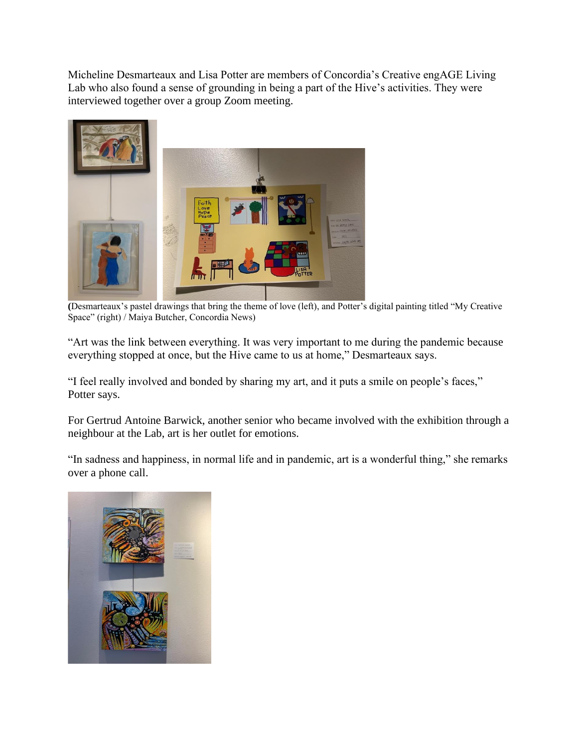Micheline Desmarteaux and Lisa Potter are members of Concordia's Creative engAGE Living Lab who also found a sense of grounding in being a part of the Hive's activities. They were interviewed together over a group Zoom meeting.

(Desmarteaux's pastel drawings that bring the theme of love (left), and Potter's digital painting titled "My Creative Space" (right) / Maiya Butcher, Concordia News)

"Art was the link between everything. It was very important to me during the pandemic because everything stopped at once, but the Hive came to us at home," Desmarteaux says.

"I feel really involved and bonded by sharing my art, and it puts a smile on people's faces," Potter says.

For Gertrud Antoine Barwick, another senior who became involved with the exhibition through a neighbour at the Lab, art is her outlet for emotions.

"In sadness and happiness, in normal life and in pandemic, art is a wonderful thing," she remarks over a phone call.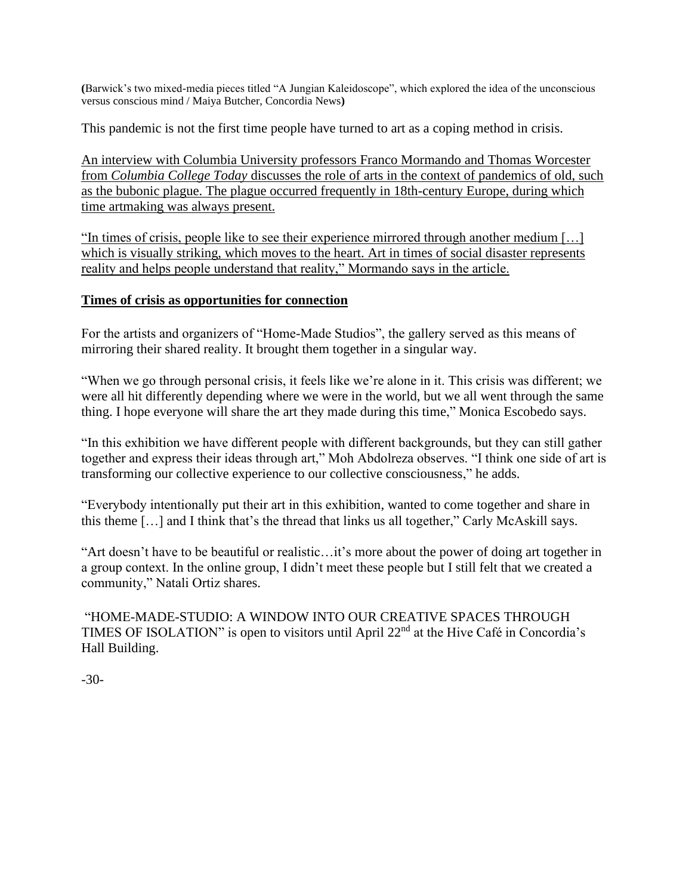**(**Barwick's two mixed-media pieces titled "A Jungian Kaleidoscope", which explored the idea of the unconscious versus conscious mind / Maiya Butcher, Concordia News**)**

This pandemic is not the first time people have turned to art as a coping method in crisis.

An interview with Columbia University professors Franco Mormando and Thomas Worcester from *Columbia College Today* discusses the role of arts in the context of pandemics of old, such as the bubonic plague. The plague occurred frequently in 18th-century Europe, during which time artmaking was always present.

"In times of crisis, people like to see their experience mirrored through another medium […] which is visually striking, which moves to the heart. Art in times of social disaster represents reality and helps people understand that reality," Mormando says in the article.

**Times of crisis as opportunities for connection**

For the artists and organizers of "Home-Made Studios", the gallery served as this means of mirroring their shared reality. It brought them together in a singular way.

"When we go through personal crisis, it feels like we're alone in it. This crisis was different; we were all hit differently depending where we were in the world, but we all went through the same thing. I hope everyone will share the art they made during this time," Monica Escobedo says.

"In this exhibition we have different people with different backgrounds, but they can still gather together and express their ideas through art," Moh Abdolreza observes. "I think one side of art is transforming our collective experience to our collective consciousness," he adds.

"Everybody intentionally put their art in this exhibition, wanted to come together and share in this theme […] and I think that's the thread that links us all together," Carly McAskill says.

"Art doesn't have to be beautiful or realistic…it's more about the power of doing art together in a group context. In the online group, I didn't meet these people but I still felt that we created a community," Natali Ortiz shares.

"HOME-MADE-STUDIO: A WINDOW INTO OUR CREATIVE SPACES THROUGH TIMES OF ISOLATION" is open to visitors until April 22nd at the Hive Café in Concordia's Hall Building.

-30-